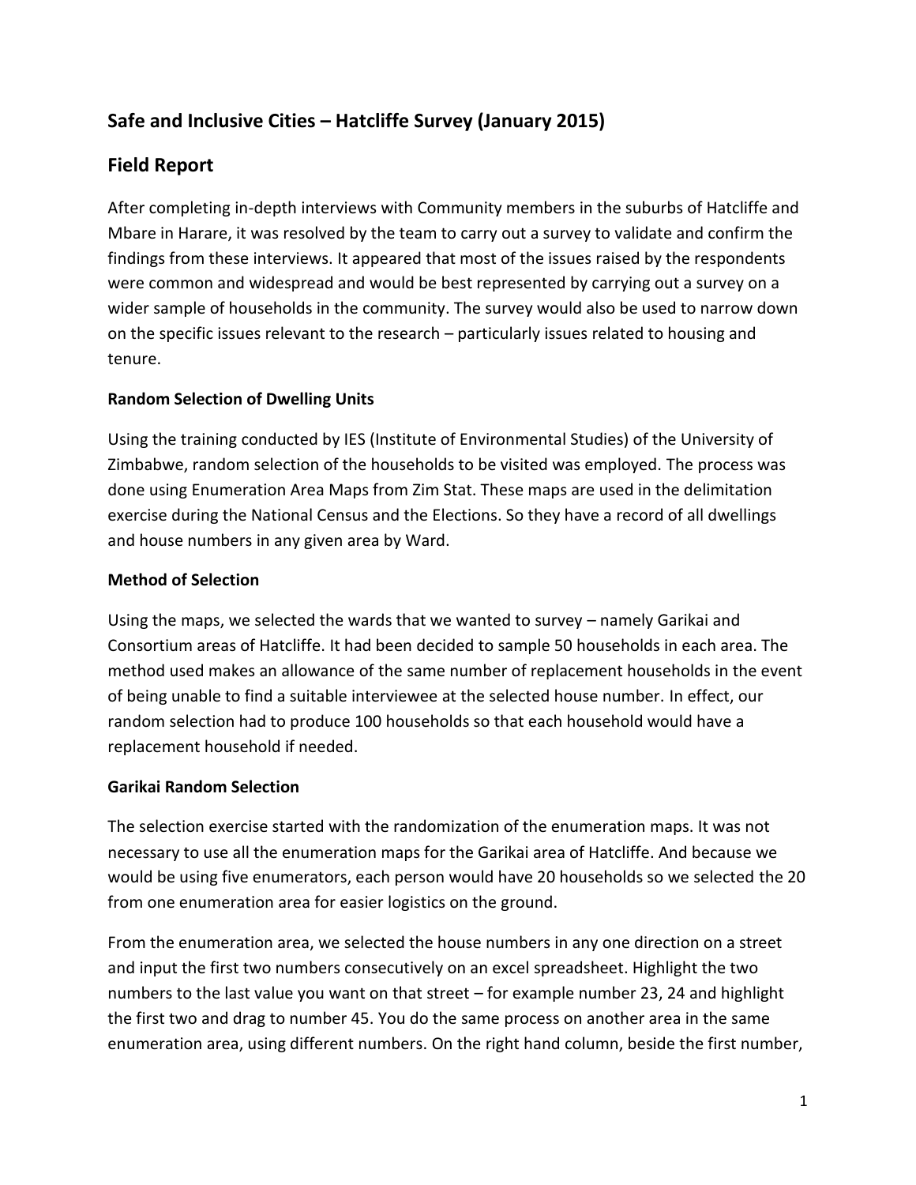# Safe and Inclusive Cities – Hatcliffe Survey (January 2015)

## Field Report

After completing in-depth interviews with Community members in the suburbs of Hatcliffe and Mbare in Harare, it was resolved by the team to carry out a survey to validate and confirm the findings from these interviews. It appeared that most of the issues raised by the respondents were common and widespread and would be best represented by carrying out a survey on a wider sample of households in the community. The survey would also be used to narrow down on the specific issues relevant to the research – particularly issues related to housing and tenure.

**Random Selection of Dwelling Units**

Using the training conducted by IES (Institute of Environmental Studies) of the University of Zimbabwe, random selection of the households to be visited was employed. The process was done using Enumeration Area Maps from Zim Stat. These maps are used in the delimitation exercise during the National Census and the Elections. So they have a record of all dwellings and house numbers in any given area by Ward.

**Method of Selection**

Using the maps, we selected the wards that we wanted to survey – namely Garikai and Consortium areas of Hatcliffe. It had been decided to sample 50 households in each area. The method used makes an allowance of the same number of replacement households in the event of being unable to find a suitable interviewee at the selected house number. In effect, our random selection had to produce 100 households so that each household would have a replacement household if needed.

**Garikai Random Selection**

The selection exercise started with the randomization of the enumeration maps. It was not necessary to use all the enumeration maps for the Garikai area of Hatcliffe. And because we would be using five enumerators, each person would have 20 households so we selected the 20 from one enumeration area for easier logistics on the ground.

From the enumeration area, we selected the house numbers in any one direction on a street and input the first two numbers consecutively on an excel spreadsheet. Highlight the two numbers to the last value you want on that street – for example number 23, 24 and highlight the first two and drag to number 45. You do the same process on another area in the same enumeration area, using different numbers. On the right hand column, beside the first number,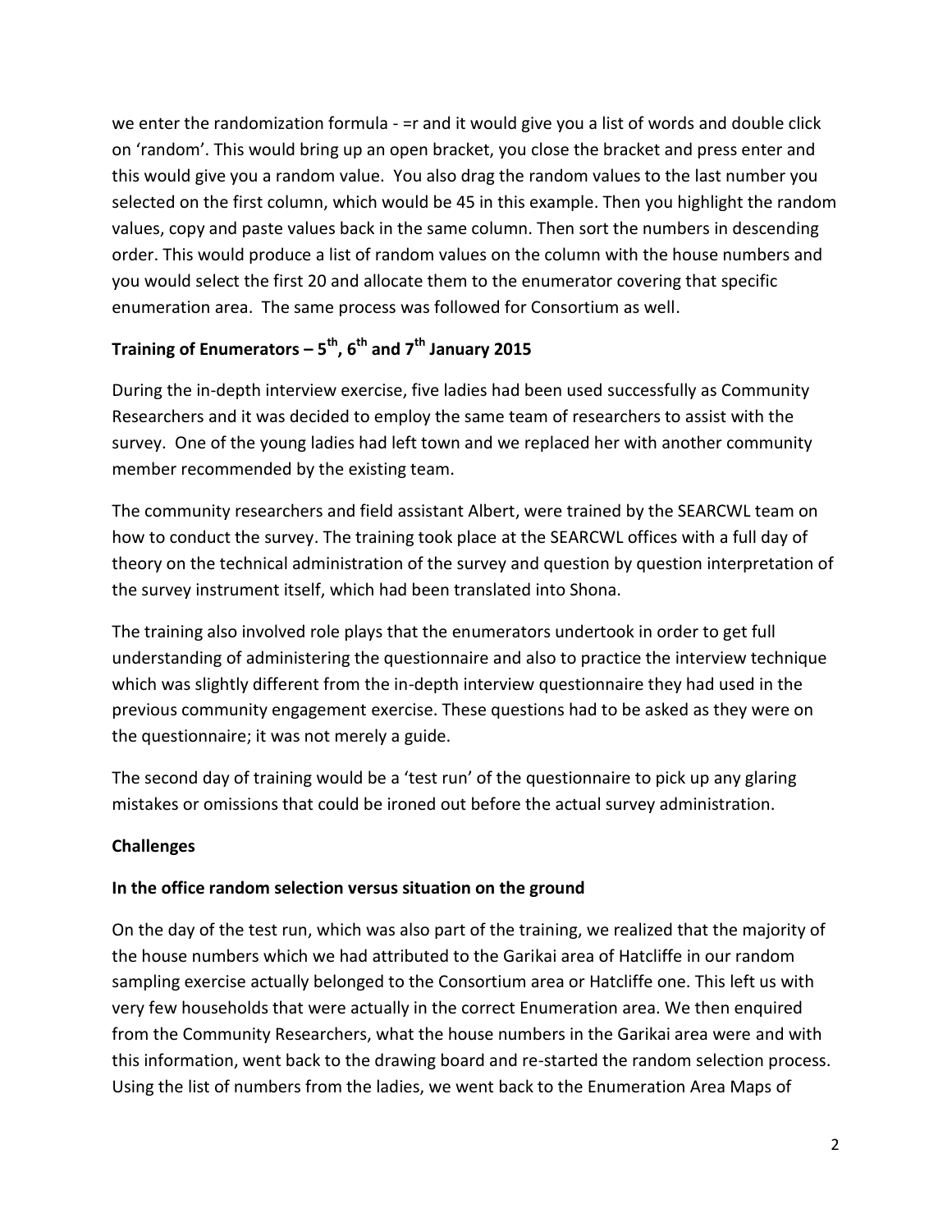we enter the randomization formula - =r and it would give you a list of words and double click on 'random'. This would bring up an open bracket, you close the bracket and press enter and this would give you a random value. You also drag the random values to the last number you selected on the first column, which would be 45 in this example. Then you highlight the random values, copy and paste values back in the same column. Then sort the numbers in descending order. This would produce a list of random values on the column with the house numbers and you would select the first 20 and allocate them to the enumerator covering that specific enumeration area. The same process was followed for Consortium as well.

## Training of Enumerators – 5th, 6th and 7th January 2015

During the in-depth interview exercise, five ladies had been used successfully as Community Researchers and it was decided to employ the same team of researchers to assist with the survey. One of the young ladies had left town and we replaced her with another community member recommended by the existing team.

The community researchers and field assistant Albert, were trained by the SEARCWL team on how to conduct the survey. The training took place at the SEARCWL offices with a full day of theory on the technical administration of the survey and question by question interpretation of the survey instrument itself, which had been translated into Shona.

The training also involved role plays that the enumerators undertook in order to get full understanding of administering the questionnaire and also to practice the interview technique which was slightly different from the in-depth interview questionnaire they had used in the previous community engagement exercise. These questions had to be asked as they were on the questionnaire; it was not merely a guide.

The second day of training would be a 'test run' of the questionnaire to pick up any glaring mistakes or omissions that could be ironed out before the actual survey administration.

### Challenges

### In the office random selection versus situation on the ground

On the day of the test run, which was also part of the training, we realized that the majority of the house numbers which we had attributed to the Garikai area of Hatcliffe in our random sampling exercise actually belonged to the Consortium area or Hatcliffe one. This left us with very few households that were actually in the correct Enumeration area. We then enquired from the Community Researchers, what the house numbers in the Garikai area were and with this information, went back to the drawing board and re-started the random selection process. Using the list of numbers from the ladies, we went back to the Enumeration Area Maps of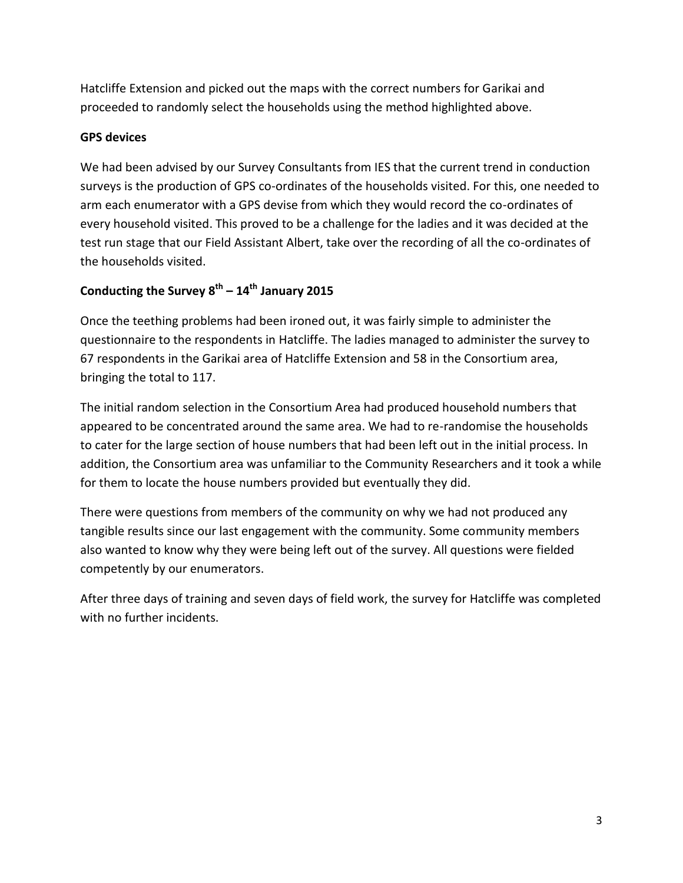Hatcliffe Extension and picked out the maps with the correct numbers for Garikai and proceeded to randomly select the households using the method highlighted above.

**GPS devices**

We had been advised by our Survey Consultants from IES that the current trend in conduction surveys is the production of GPS co-ordinates of the households visited. For this, one needed to arm each enumerator with a GPS devise from which they would record the co-ordinates of every household visited. This proved to be a challenge for the ladies and it was decided at the test run stage that our Field Assistant Albert, take over the recording of all the co-ordinates of the households visited.

**Conducting the Survey 8th – 14th January 2015**

Once the teething problems had been ironed out, it was fairly simple to administer the questionnaire to the respondents in Hatcliffe. The ladies managed to administer the survey to 67 respondents in the Garikai area of Hatcliffe Extension and 58 in the Consortium area, bringing the total to 117.

The initial random selection in the Consortium Area had produced household numbers that appeared to be concentrated around the same area. We had to re-randomise the households to cater for the large section of house numbers that had been left out in the initial process. In addition, the Consortium area was unfamiliar to the Community Researchers and it took a while for them to locate the house numbers provided but eventually they did.

There were questions from members of the community on why we had not produced any tangible results since our last engagement with the community. Some community members also wanted to know why they were being left out of the survey. All questions were fielded competently by our enumerators.

After three days of training and seven days of field work, the survey for Hatcliffe was completed with no further incidents.